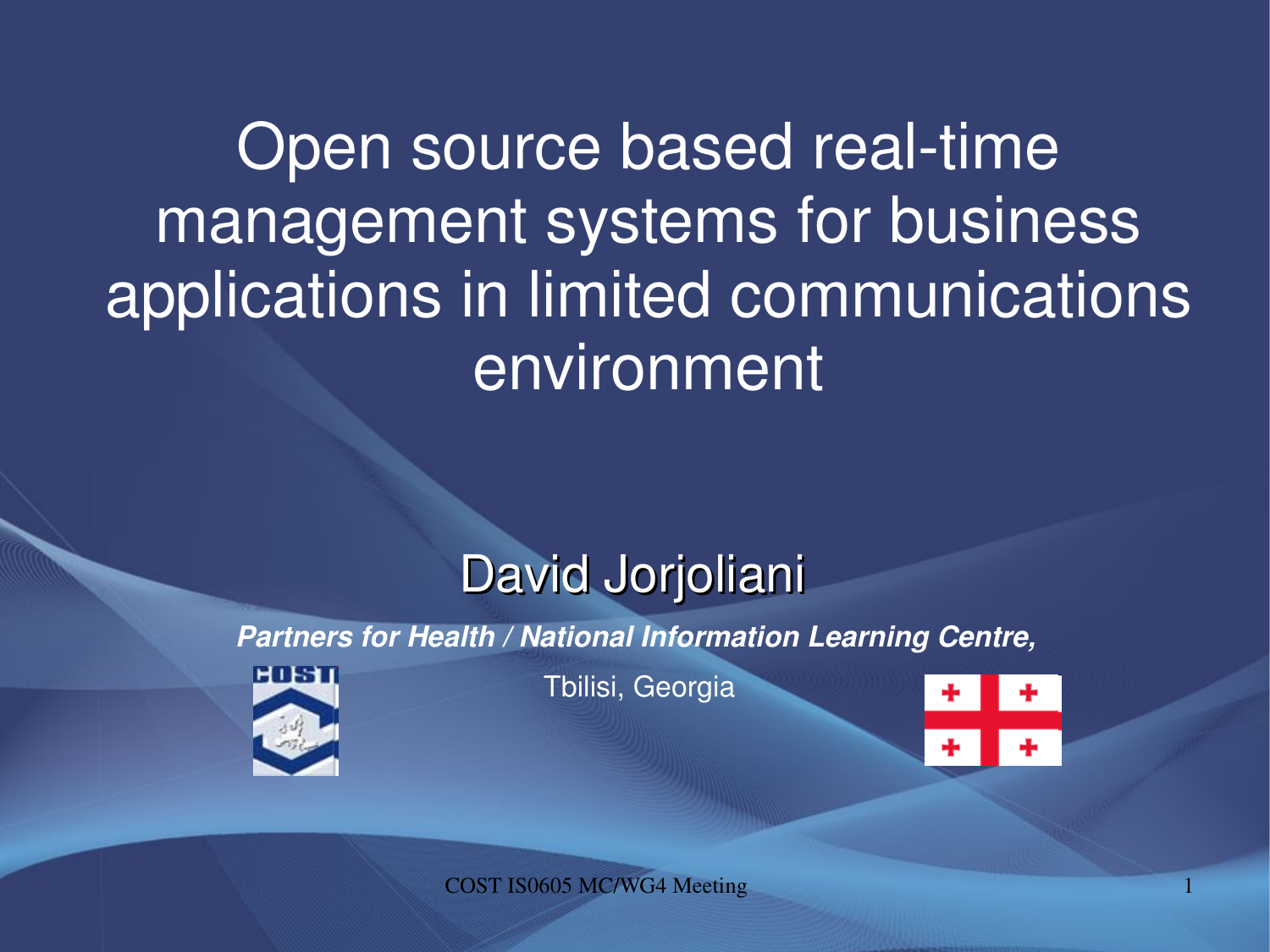# Open source based real-time management systems for business applications in limited communications environment

David Jorjoliani

***Partners for Health / National Information Learning Centre,***

Tbilisi, Georgia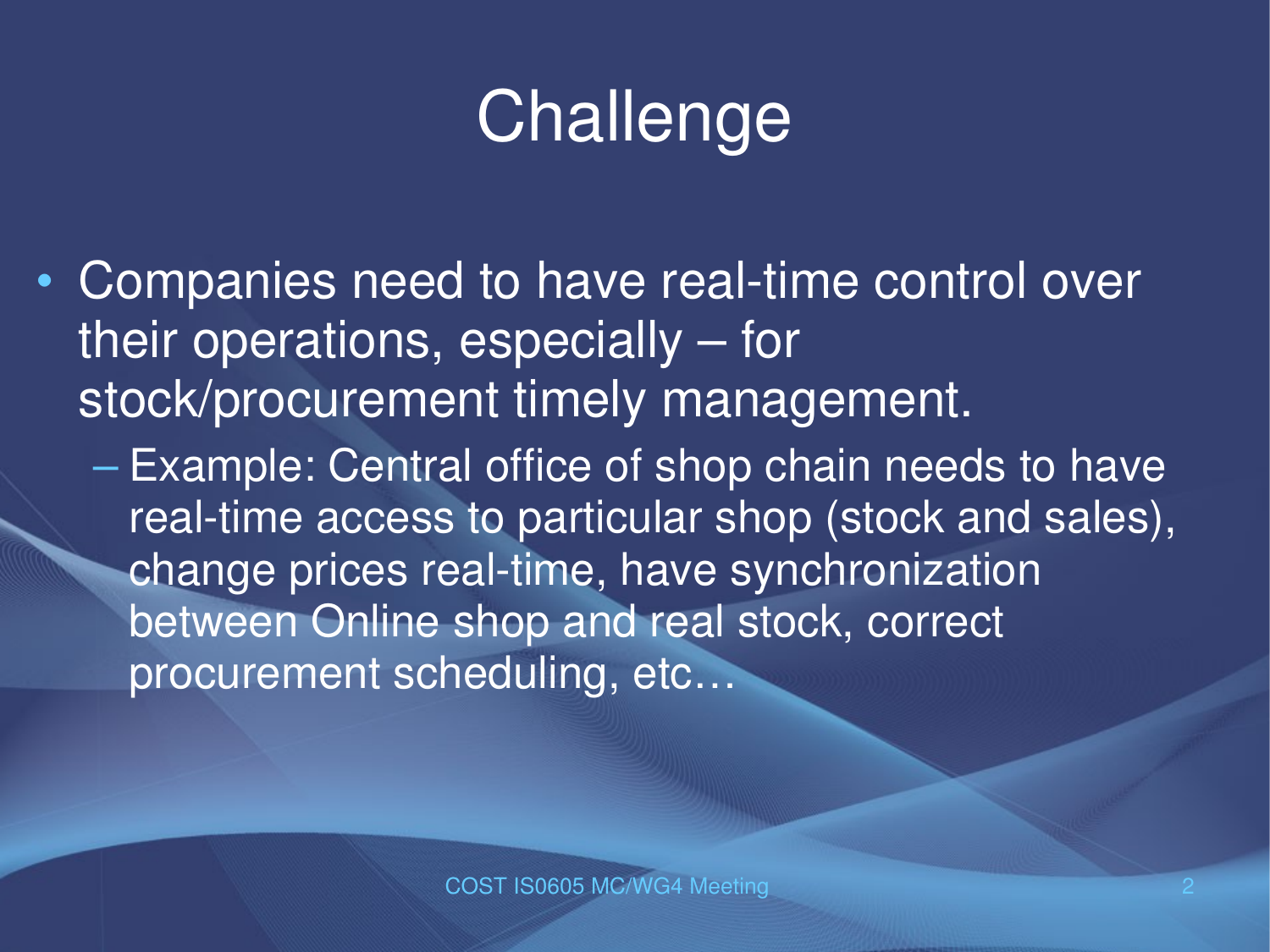# Challenge

- Companies need to have real-time control over their operations, especially – for stock/procurement timely management.
  - Example: Central office of shop chain needs to have real-time access to particular shop (stock and sales), change prices real-time, have synchronization between Online shop and real stock, correct procurement scheduling, etc…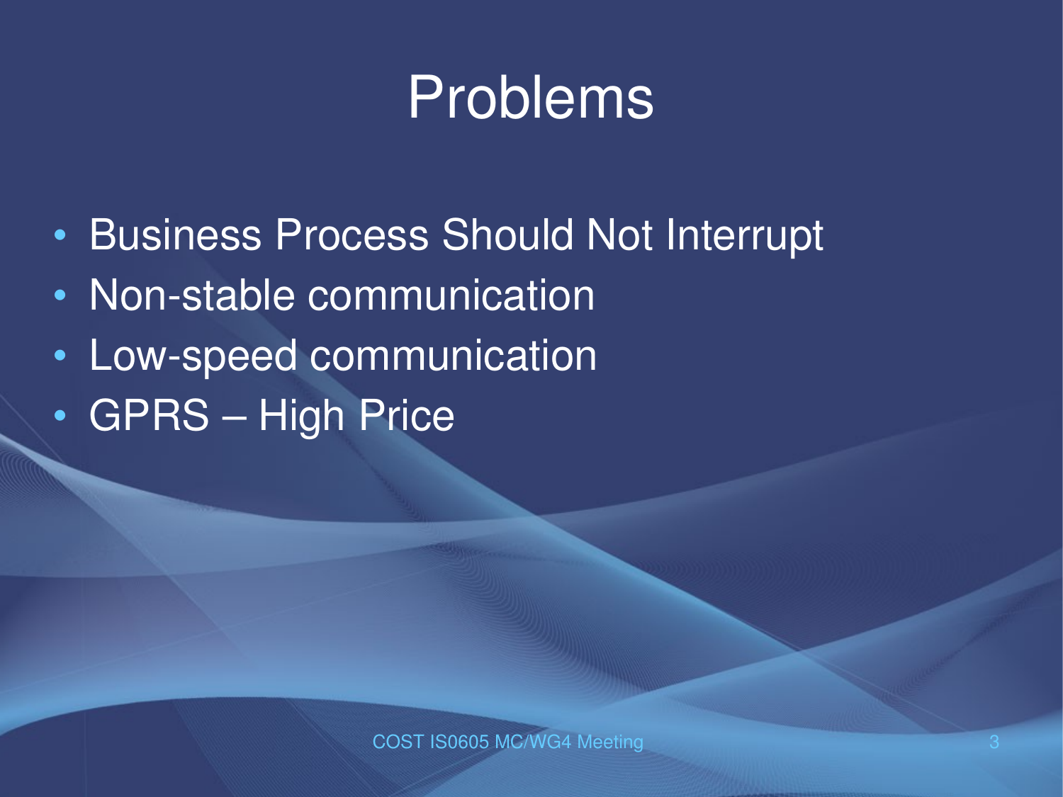# Problems

- Business Process Should Not Interrupt
- Non-stable communication
- Low-speed communication
- GPRS – High Price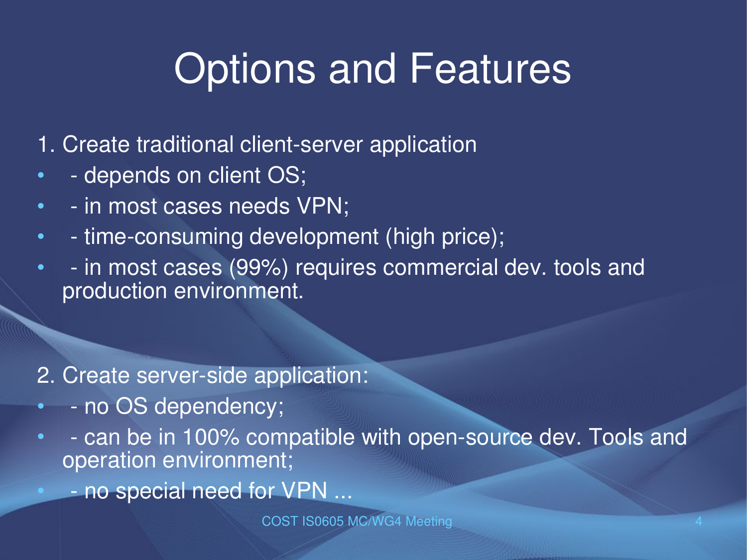# Options and Features

1. Create traditional client-server application

- - depends on client OS;
- - in most cases needs VPN;
- - time-consuming development (high price);
- - in most cases (99%) requires commercial dev. tools and production environment.

2. Create server-side application:

- - no OS dependency;
- - can be in 100% compatible with open-source dev. Tools and operation environment;
- - no special need for VPN ...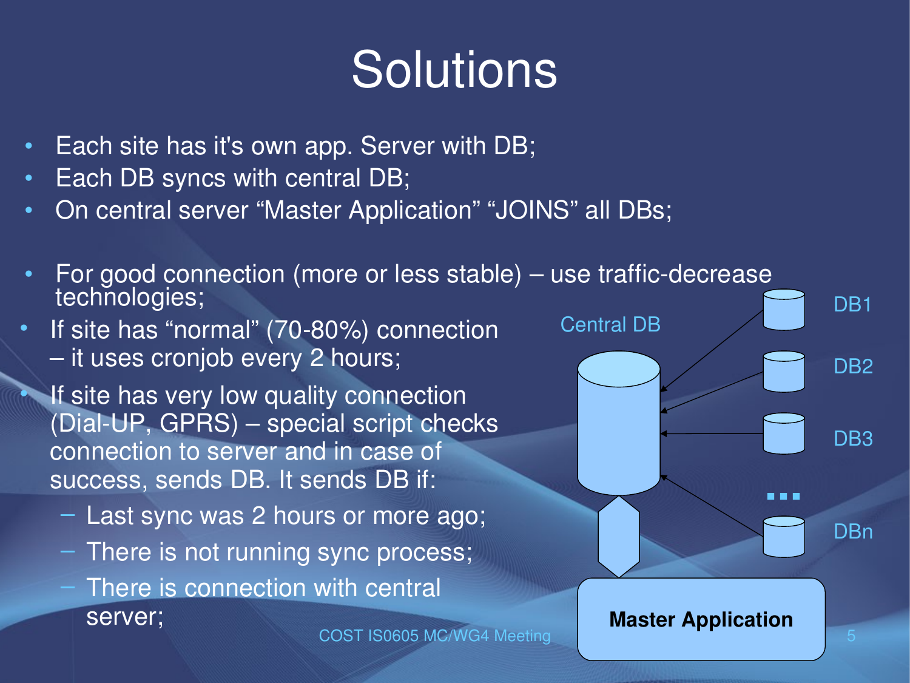# Solutions

- Each site has it's own app. Server with DB;
- Each DB syncs with central DB;
- On central server “Master Application” “JOINS” all DBs;

- For good connection (more or less stable) – use traffic-decrease technologies;
- If site has “normal” (70-80%) connection – it uses cronjob every 2 hours;
- If site has very low quality connection (Dial-UP, GPRS) – special script checks connection to server and in case of success, sends DB. It sends DB if:
  - Last sync was 2 hours or more ago;
  - There is not running sync process;
  - There is connection with central server;

Central DB

DB1

DB2

DB3

...

DBn

**Master Application**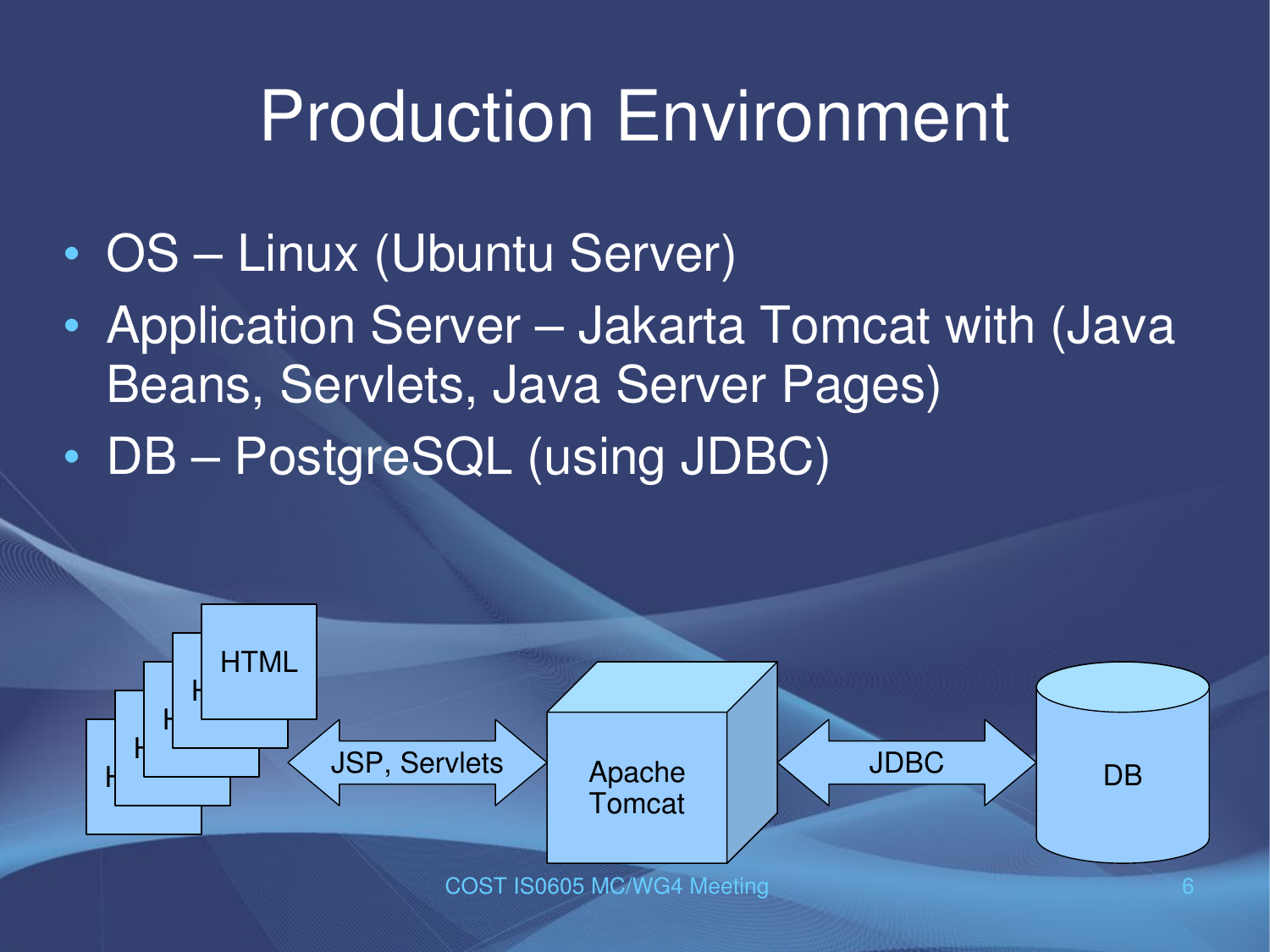# Production Environment

- OS – Linux (Ubuntu Server)
- Application Server – Jakarta Tomcat with (Java Beans, Servlets, Java Server Pages)
- DB – PostgreSQL (using JDBC)

HTML

JSP, Servlets

Apache Tomcat

JDBC

DB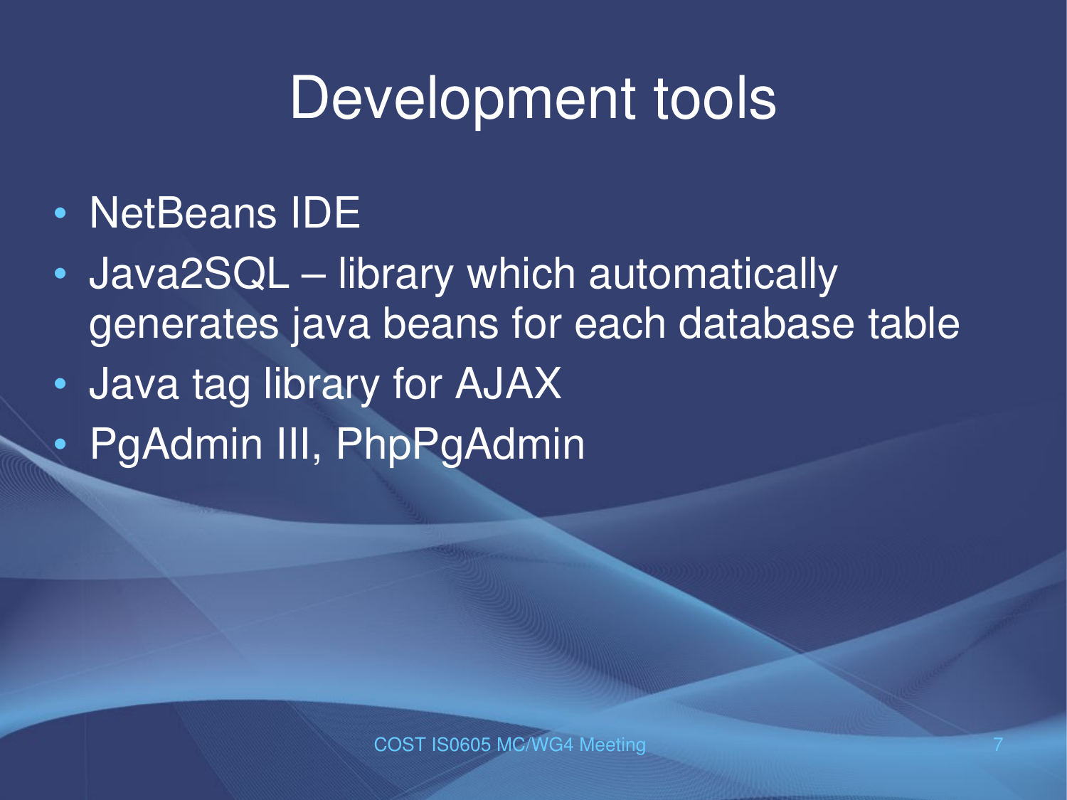# Development tools

- NetBeans IDE
- Java2SQL – library which automatically generates java beans for each database table
- Java tag library for AJAX
- PgAdmin III, PhpPgAdmin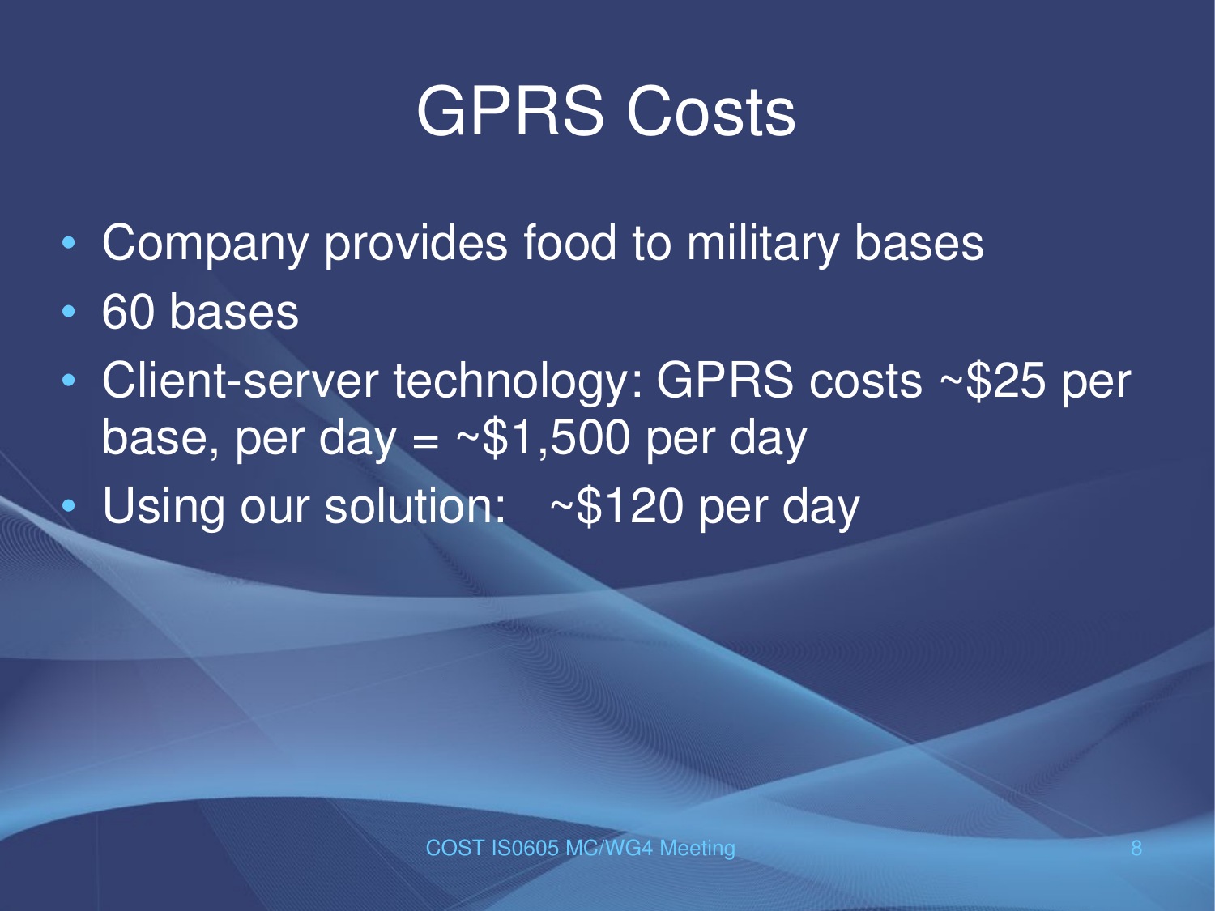# GPRS Costs

- Company provides food to military bases
- 60 bases
- Client-server technology: GPRS costs ~$25 per base, per day = ~$1,500 per day
- Using our solution: ~$120 per day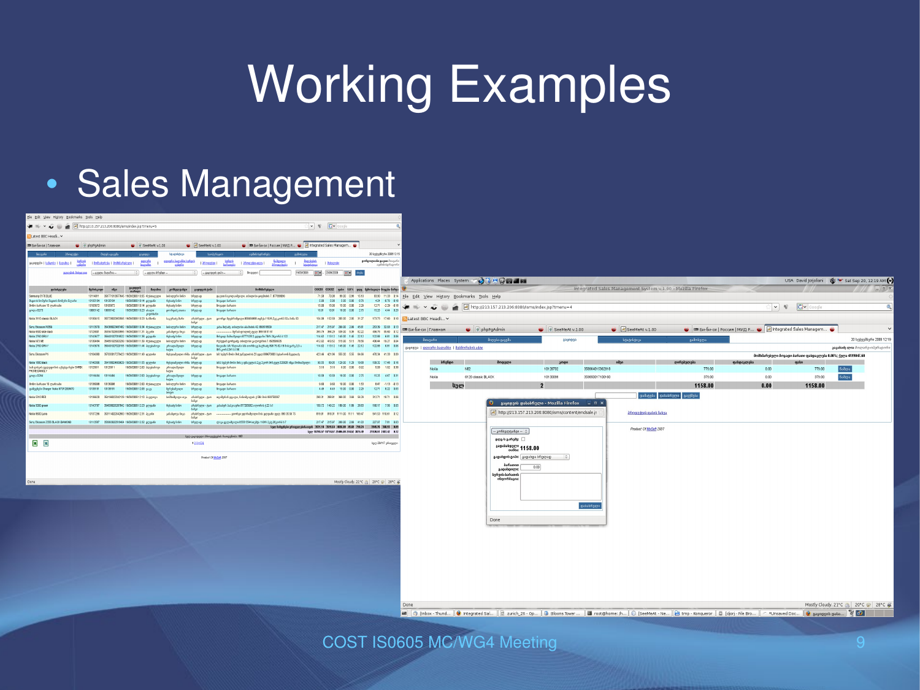# Working Examples

- Sales Management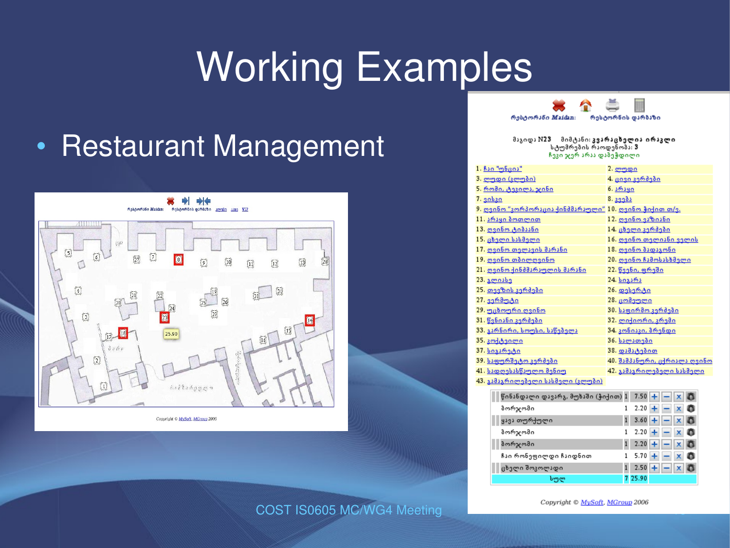# Working Examples

- Restaurant Management

COST IS0605 MC/WG4 Meeting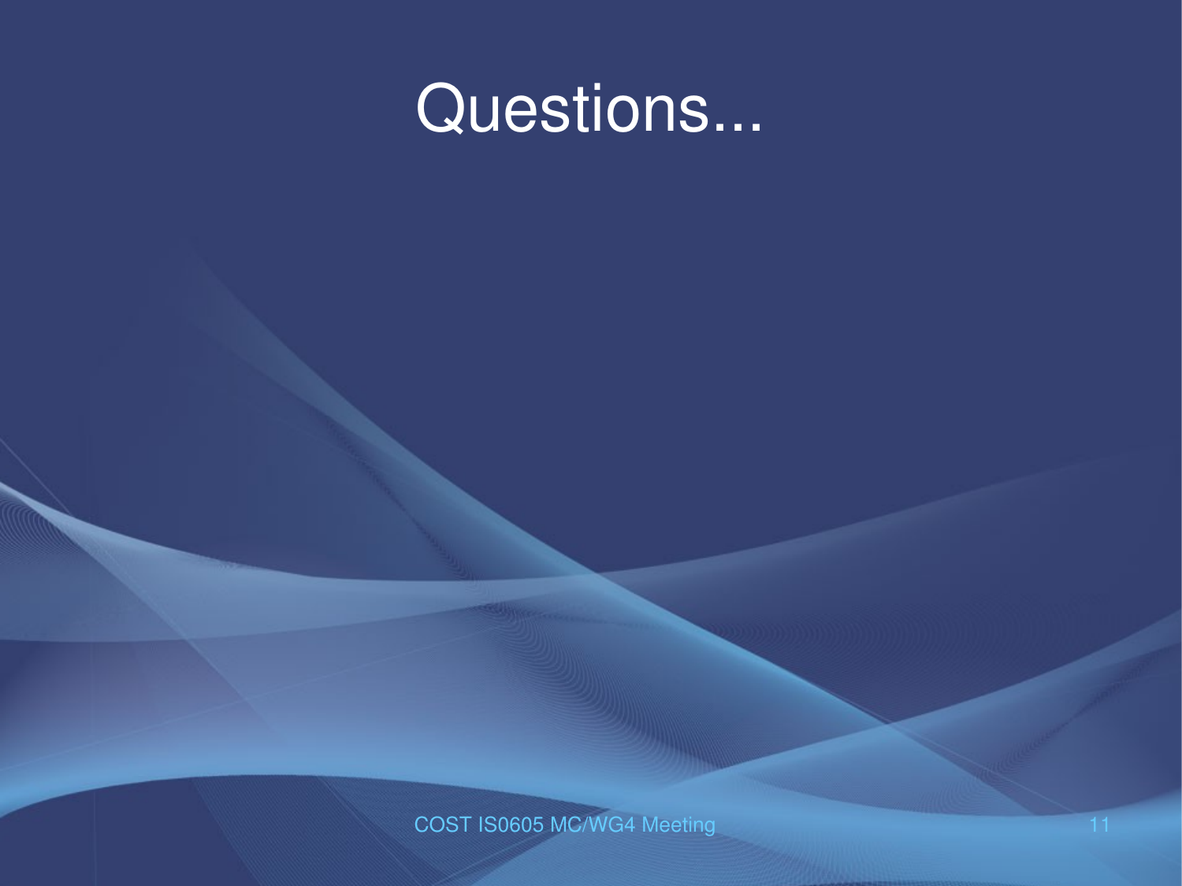# Questions...